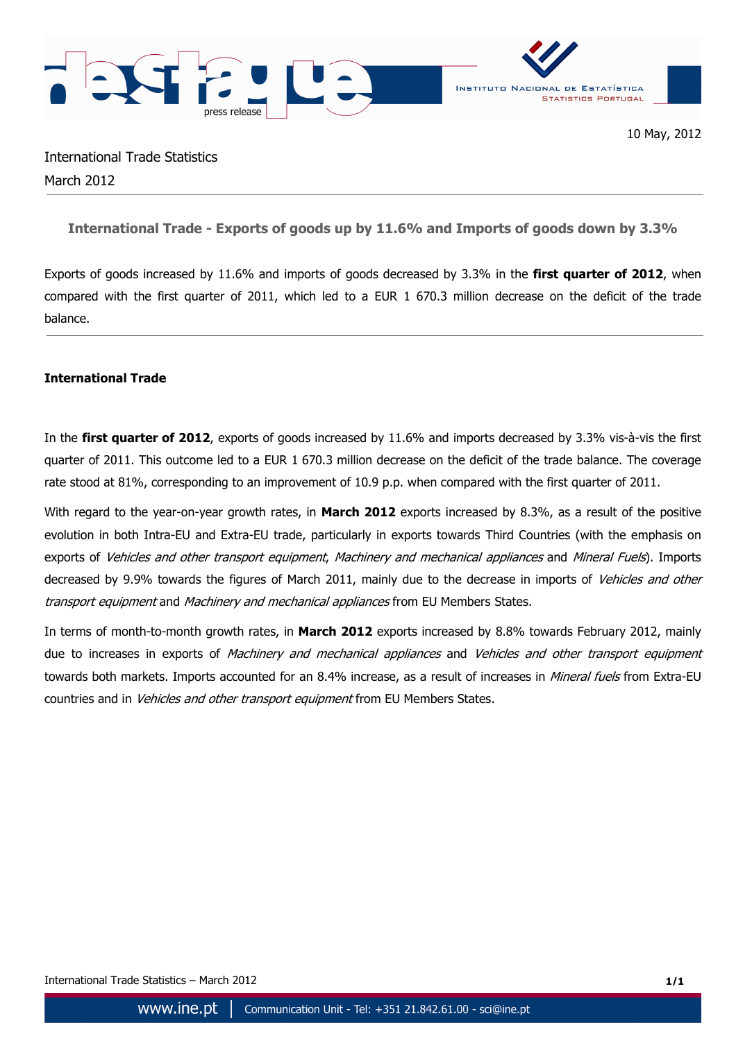10 May, 2012

International Trade Statistics
March 2012

---

## International Trade - Exports of goods up by 11.6% and Imports of goods down by 3.3%

Exports of goods increased by 11.6% and imports of goods decreased by 3.3% in the **first quarter of 2012**, when compared with the first quarter of 2011, which led to a EUR 1 670.3 million decrease on the deficit of the trade balance.

---

### International Trade

In the **first quarter of 2012**, exports of goods increased by 11.6% and imports decreased by 3.3% vis-à-vis the first quarter of 2011. This outcome led to a EUR 1 670.3 million decrease on the deficit of the trade balance. The coverage rate stood at 81%, corresponding to an improvement of 10.9 p.p. when compared with the first quarter of 2011.

With regard to the year-on-year growth rates, in **March 2012** exports increased by 8.3%, as a result of the positive evolution in both Intra-EU and Extra-EU trade, particularly in exports towards Third Countries (with the emphasis on exports of *Vehicles and other transport equipment*, *Machinery and mechanical appliances* and *Mineral Fuels*). Imports decreased by 9.9% towards the figures of March 2011, mainly due to the decrease in imports of *Vehicles and other transport equipment* and *Machinery and mechanical appliances* from EU Members States.

In terms of month-to-month growth rates, in **March 2012** exports increased by 8.8% towards February 2012, mainly due to increases in exports of *Machinery and mechanical appliances* and *Vehicles and other transport equipment* towards both markets. Imports accounted for an 8.4% increase, as a result of increases in *Mineral fuels* from Extra-EU countries and in *Vehicles and other transport equipment* from EU Members States.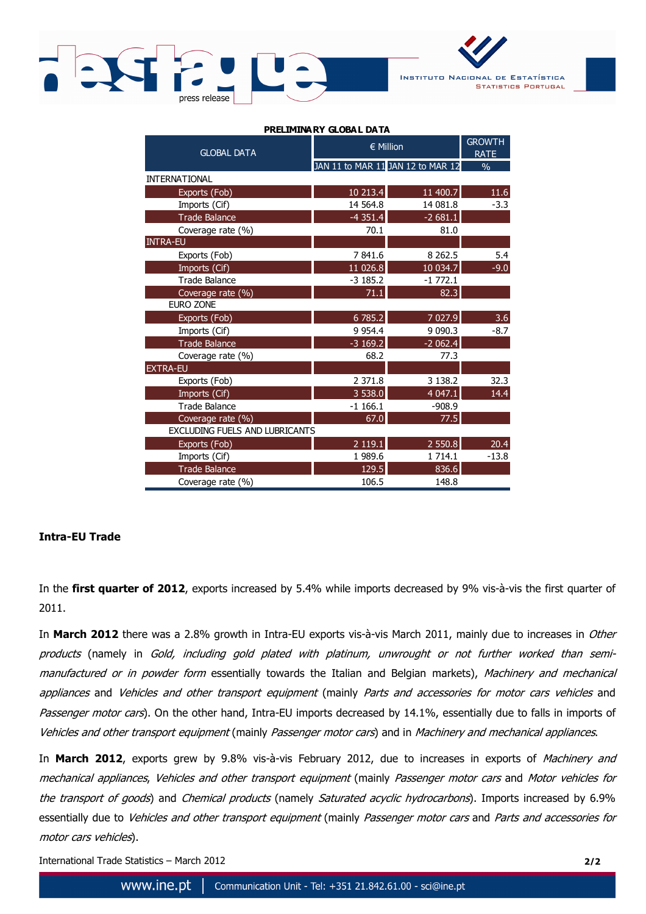**PRELIMINARY GLOBAL DATA**

| GLOBAL DATA | € Million | | GROWTH RATE |
|---|---|---|---|
| | JAN 11 to MAR 11 | JAN 12 to MAR 12 | % |
| INTERNATIONAL | | | |
| Exports (Fob) | 10 213.4 | 11 400.7 | 11.6 |
| Imports (Cif) | 14 564.8 | 14 081.8 | -3.3 |
| Trade Balance | -4 351.4 | -2 681.1 | |
| Coverage rate (%) | 70.1 | 81.0 | |
| INTRA-EU | | | |
| Exports (Fob) | 7 841.6 | 8 262.5 | 5.4 |
| Imports (Cif) | 11 026.8 | 10 034.7 | -9.0 |
| Trade Balance | -3 185.2 | -1 772.1 | |
| Coverage rate (%) | 71.1 | 82.3 | |
| EURO ZONE | | | |
| Exports (Fob) | 6 785.2 | 7 027.9 | 3.6 |
| Imports (Cif) | 9 954.4 | 9 090.3 | -8.7 |
| Trade Balance | -3 169.2 | -2 062.4 | |
| Coverage rate (%) | 68.2 | 77.3 | |
| EXTRA-EU | | | |
| Exports (Fob) | 2 371.8 | 3 138.2 | 32.3 |
| Imports (Cif) | 3 538.0 | 4 047.1 | 14.4 |
| Trade Balance | -1 166.1 | -908.9 | |
| Coverage rate (%) | 67.0 | 77.5 | |
| EXCLUDING FUELS AND LUBRICANTS | | | |
| Exports (Fob) | 2 119.1 | 2 550.8 | 20.4 |
| Imports (Cif) | 1 989.6 | 1 714.1 | -13.8 |
| Trade Balance | 129.5 | 836.6 | |
| Coverage rate (%) | 106.5 | 148.8 | |

**Intra-EU Trade**

In the **first quarter of 2012**, exports increased by 5.4% while imports decreased by 9% vis-à-vis the first quarter of 2011.

In **March 2012** there was a 2.8% growth in Intra-EU exports vis-à-vis March 2011, mainly due to increases in *Other products* (namely in *Gold, including gold plated with platinum, unwrought or not further worked than semi-manufactured or in powder form* essentially towards the Italian and Belgian markets), *Machinery and mechanical appliances* and *Vehicles and other transport equipment* (mainly *Parts and accessories for motor cars vehicles* and *Passenger motor cars*). On the other hand, Intra-EU imports decreased by 14.1%, essentially due to falls in imports of *Vehicles and other transport equipment* (mainly *Passenger motor cars*) and in *Machinery and mechanical appliances*.

In **March 2012**, exports grew by 9.8% vis-à-vis February 2012, due to increases in exports of *Machinery and mechanical appliances*, *Vehicles and other transport equipment* (mainly *Passenger motor cars* and *Motor vehicles for the transport of goods*) and *Chemical products* (namely *Saturated acyclic hydrocarbons*). Imports increased by 6.9% essentially due to *Vehicles and other transport equipment* (mainly *Passenger motor cars* and *Parts and accessories for motor cars vehicles*).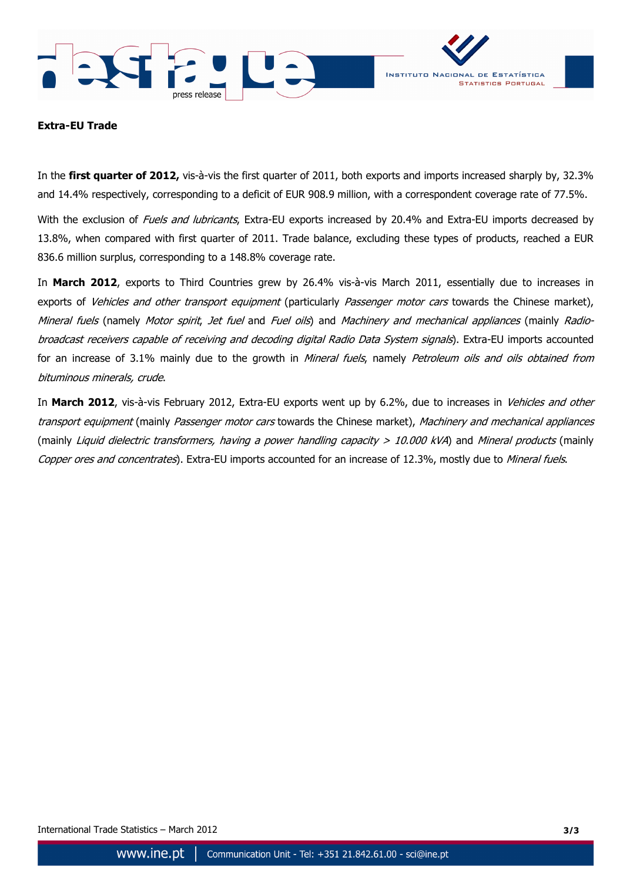**Extra-EU Trade**

In the **first quarter of 2012,** vis-à-vis the first quarter of 2011, both exports and imports increased sharply by, 32.3% and 14.4% respectively, corresponding to a deficit of EUR 908.9 million, with a correspondent coverage rate of 77.5%.

With the exclusion of *Fuels and lubricants*, Extra-EU exports increased by 20.4% and Extra-EU imports decreased by 13.8%, when compared with first quarter of 2011. Trade balance, excluding these types of products, reached a EUR 836.6 million surplus, corresponding to a 148.8% coverage rate.

In **March 2012**, exports to Third Countries grew by 26.4% vis-à-vis March 2011, essentially due to increases in exports of *Vehicles and other transport equipment* (particularly *Passenger motor cars* towards the Chinese market), *Mineral fuels* (namely *Motor spirit*, *Jet fuel* and *Fuel oils*) and *Machinery and mechanical appliances* (mainly *Radio-broadcast receivers capable of receiving and decoding digital Radio Data System signals*). Extra-EU imports accounted for an increase of 3.1% mainly due to the growth in *Mineral fuels*, namely *Petroleum oils and oils obtained from bituminous minerals, crude*.

In **March 2012**, vis-à-vis February 2012, Extra-EU exports went up by 6.2%, due to increases in *Vehicles and other transport equipment* (mainly *Passenger motor cars* towards the Chinese market), *Machinery and mechanical appliances* (mainly *Liquid dielectric transformers, having a power handling capacity > 10.000 kVA*) and *Mineral products* (mainly *Copper ores and concentrates*). Extra-EU imports accounted for an increase of 12.3%, mostly due to *Mineral fuels*.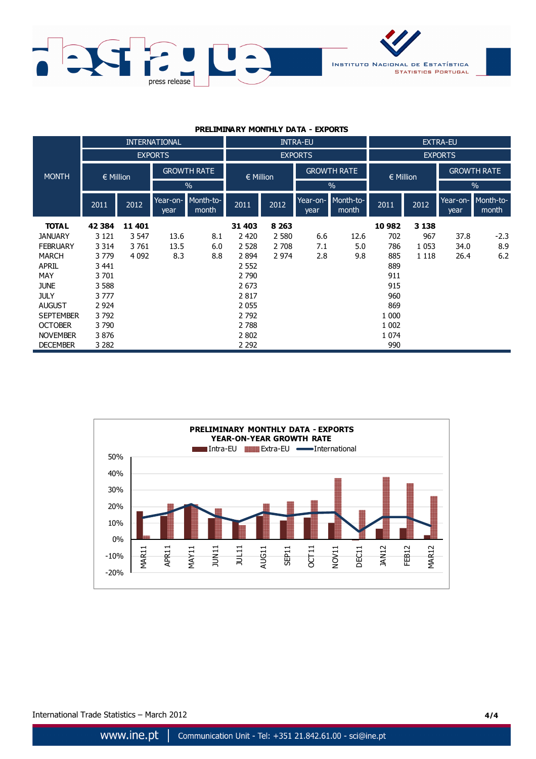**PRELIMINARY MONTHLY DATA - EXPORTS**

| MONTH | INTERNATIONAL EXPORTS | | | | INTRA-EU EXPORTS | | | | EXTRA-EU EXPORTS | | | |
|---|---|---|---|---|---|---|---|---|---|---|---|---|
| | € Million | | GROWTH RATE % | | € Million | | GROWTH RATE % | | € Million | | GROWTH RATE % | |
| | 2011 | 2012 | Year-on-year | Month-to-month | 2011 | 2012 | Year-on-year | Month-to-month | 2011 | 2012 | Year-on-year | Month-to-month |
| **TOTAL** | **42 384** | **11 401** | | | **31 403** | **8 263** | | | **10 982** | **3 138** | | |
| JANUARY | 3 121 | 3 547 | 13.6 | 8.1 | 2 420 | 2 580 | 6.6 | 12.6 | 702 | 967 | 37.8 | -2.3 |
| FEBRUARY | 3 314 | 3 761 | 13.5 | 6.0 | 2 528 | 2 708 | 7.1 | 5.0 | 786 | 1 053 | 34.0 | 8.9 |
| MARCH | 3 779 | 4 092 | 8.3 | 8.8 | 2 894 | 2 974 | 2.8 | 9.8 | 885 | 1 118 | 26.4 | 6.2 |
| APRIL | 3 441 | | | | 2 552 | | | | 889 | | | |
| MAY | 3 701 | | | | 2 790 | | | | 911 | | | |
| JUNE | 3 588 | | | | 2 673 | | | | 915 | | | |
| JULY | 3 777 | | | | 2 817 | | | | 960 | | | |
| AUGUST | 2 924 | | | | 2 055 | | | | 869 | | | |
| SEPTEMBER | 3 792 | | | | 2 792 | | | | 1 000 | | | |
| OCTOBER | 3 790 | | | | 2 788 | | | | 1 002 | | | |
| NOVEMBER | 3 876 | | | | 2 802 | | | | 1 074 | | | |
| DECEMBER | 3 282 | | | | 2 292 | | | | 990 | | | |

**PRELIMINARY MONTHLY DATA - EXPORTS**
**YEAR-ON-YEAR GROWTH RATE**

Intra-EU | Extra-EU | International

International Trade Statistics – March 2012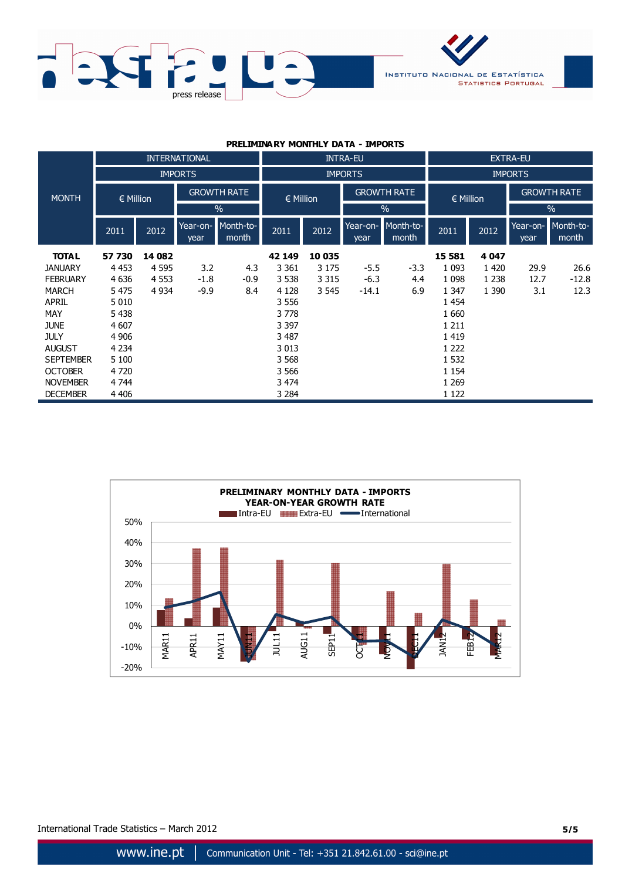**PRELIMINARY MONTHLY DATA - IMPORTS**

| MONTH | INTERNATIONAL IMPORTS | | | | INTRA-EU IMPORTS | | | | EXTRA-EU IMPORTS | | | |
|---|---|---|---|---|---|---|---|---|---|---|---|---|
| | € Million | | GROWTH RATE % | | € Million | | GROWTH RATE % | | € Million | | GROWTH RATE % | |
| | 2011 | 2012 | Year-on-year | Month-to-month | 2011 | 2012 | Year-on-year | Month-to-month | 2011 | 2012 | Year-on-year | Month-to-month |
| **TOTAL** | **57 730** | **14 082** | | | **42 149** | **10 035** | | | **15 581** | **4 047** | | |
| JANUARY | 4 453 | 4 595 | 3.2 | 4.3 | 3 361 | 3 175 | -5.5 | -3.3 | 1 093 | 1 420 | 29.9 | 26.6 |
| FEBRUARY | 4 636 | 4 553 | -1.8 | -0.9 | 3 538 | 3 315 | -6.3 | 4.4 | 1 098 | 1 238 | 12.7 | -12.8 |
| MARCH | 5 475 | 4 934 | -9.9 | 8.4 | 4 128 | 3 545 | -14.1 | 6.9 | 1 347 | 1 390 | 3.1 | 12.3 |
| APRIL | 5 010 | | | | 3 556 | | | | 1 454 | | | |
| MAY | 5 438 | | | | 3 778 | | | | 1 660 | | | |
| JUNE | 4 607 | | | | 3 397 | | | | 1 211 | | | |
| JULY | 4 906 | | | | 3 487 | | | | 1 419 | | | |
| AUGUST | 4 234 | | | | 3 013 | | | | 1 222 | | | |
| SEPTEMBER | 5 100 | | | | 3 568 | | | | 1 532 | | | |
| OCTOBER | 4 720 | | | | 3 566 | | | | 1 154 | | | |
| NOVEMBER | 4 744 | | | | 3 474 | | | | 1 269 | | | |
| DECEMBER | 4 406 | | | | 3 284 | | | | 1 122 | | | |

**PRELIMINARY MONTHLY DATA - IMPORTS**
**YEAR-ON-YEAR GROWTH RATE**

International Trade Statistics – March 2012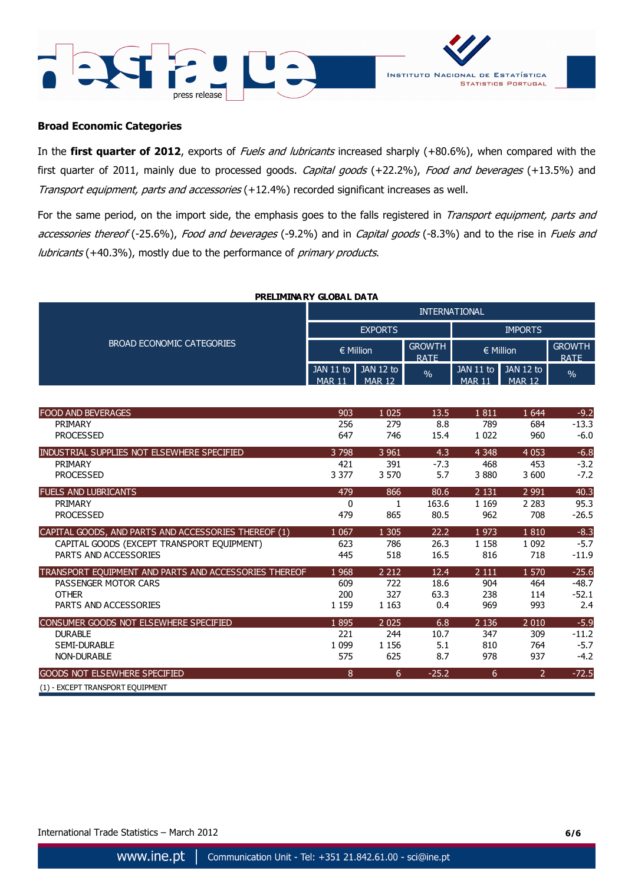### Broad Economic Categories

In the **first quarter of 2012**, exports of *Fuels and lubricants* increased sharply (+80.6%), when compared with the first quarter of 2011, mainly due to processed goods. *Capital goods* (+22.2%), *Food and beverages* (+13.5%) and *Transport equipment, parts and accessories* (+12.4%) recorded significant increases as well.

For the same period, on the import side, the emphasis goes to the falls registered in *Transport equipment, parts and accessories thereof* (-25.6%), *Food and beverages* (-9.2%) and in *Capital goods* (-8.3%) and to the rise in *Fuels and lubricants* (+40.3%), mostly due to the performance of *primary products*.

**PRELIMINARY GLOBAL DATA**

| BROAD ECONOMIC CATEGORIES | INTERNATIONAL | | | | | |
|---|---|---|---|---|---|---|
| | EXPORTS | | | IMPORTS | | |
| | € Million | | GROWTH RATE | € Million | | GROWTH RATE |
| | JAN 11 to MAR 11 | JAN 12 to MAR 12 | % | JAN 11 to MAR 11 | JAN 12 to MAR 12 | % |
| FOOD AND BEVERAGES | 903 | 1 025 | 13.5 | 1 811 | 1 644 | -9.2 |
| PRIMARY | 256 | 279 | 8.8 | 789 | 684 | -13.3 |
| PROCESSED | 647 | 746 | 15.4 | 1 022 | 960 | -6.0 |
| INDUSTRIAL SUPPLIES NOT ELSEWHERE SPECIFIED | 3 798 | 3 961 | 4.3 | 4 348 | 4 053 | -6.8 |
| PRIMARY | 421 | 391 | -7.3 | 468 | 453 | -3.2 |
| PROCESSED | 3 377 | 3 570 | 5.7 | 3 880 | 3 600 | -7.2 |
| FUELS AND LUBRICANTS | 479 | 866 | 80.6 | 2 131 | 2 991 | 40.3 |
| PRIMARY | 0 | 1 | 163.6 | 1 169 | 2 283 | 95.3 |
| PROCESSED | 479 | 865 | 80.5 | 962 | 708 | -26.5 |
| CAPITAL GOODS, AND PARTS AND ACCESSORIES THEREOF (1) | 1 067 | 1 305 | 22.2 | 1 973 | 1 810 | -8.3 |
| CAPITAL GOODS (EXCEPT TRANSPORT EQUIPMENT) | 623 | 786 | 26.3 | 1 158 | 1 092 | -5.7 |
| PARTS AND ACCESSORIES | 445 | 518 | 16.5 | 816 | 718 | -11.9 |
| TRANSPORT EQUIPMENT AND PARTS AND ACCESSORIES THEREOF | 1 968 | 2 212 | 12.4 | 2 111 | 1 570 | -25.6 |
| PASSENGER MOTOR CARS | 609 | 722 | 18.6 | 904 | 464 | -48.7 |
| OTHER | 200 | 327 | 63.3 | 238 | 114 | -52.1 |
| PARTS AND ACCESSORIES | 1 159 | 1 163 | 0.4 | 969 | 993 | 2.4 |
| CONSUMER GOODS NOT ELSEWHERE SPECIFIED | 1 895 | 2 025 | 6.8 | 2 136 | 2 010 | -5.9 |
| DURABLE | 221 | 244 | 10.7 | 347 | 309 | -11.2 |
| SEMI-DURABLE | 1 099 | 1 156 | 5.1 | 810 | 764 | -5.7 |
| NON-DURABLE | 575 | 625 | 8.7 | 978 | 937 | -4.2 |
| GOODS NOT ELSEWHERE SPECIFIED | 8 | 6 | -25.2 | 6 | 2 | -72.5 |

(1) - EXCEPT TRANSPORT EQUIPMENT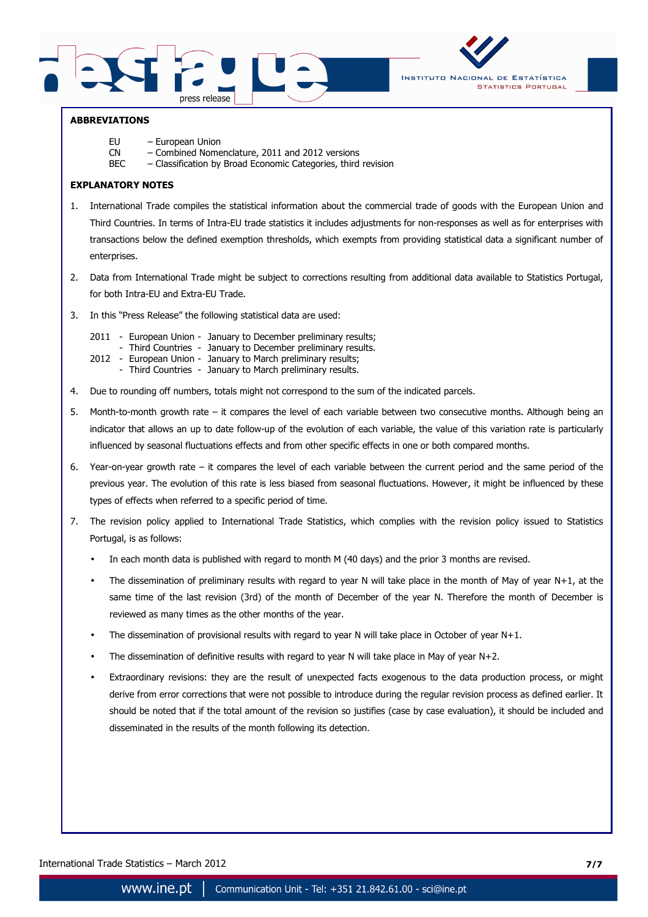## ABBREVIATIONS

EU – European Union
CN – Combined Nomenclature, 2011 and 2012 versions
BEC – Classification by Broad Economic Categories, third revision

## EXPLANATORY NOTES

1. International Trade compiles the statistical information about the commercial trade of goods with the European Union and Third Countries. In terms of Intra-EU trade statistics it includes adjustments for non-responses as well as for enterprises with transactions below the defined exemption thresholds, which exempts from providing statistical data a significant number of enterprises.

2. Data from International Trade might be subject to corrections resulting from additional data available to Statistics Portugal, for both Intra-EU and Extra-EU Trade.

3. In this "Press Release" the following statistical data are used:

   2011 - European Union - January to December preliminary results;
   - Third Countries - January to December preliminary results.
   
   2012 - European Union - January to March preliminary results;
   - Third Countries - January to March preliminary results.

4. Due to rounding off numbers, totals might not correspond to the sum of the indicated parcels.

5. Month-to-month growth rate – it compares the level of each variable between two consecutive months. Although being an indicator that allows an up to date follow-up of the evolution of each variable, the value of this variation rate is particularly influenced by seasonal fluctuations effects and from other specific effects in one or both compared months.

6. Year-on-year growth rate – it compares the level of each variable between the current period and the same period of the previous year. The evolution of this rate is less biased from seasonal fluctuations. However, it might be influenced by these types of effects when referred to a specific period of time.

7. The revision policy applied to International Trade Statistics, which complies with the revision policy issued to Statistics Portugal, is as follows:

   - In each month data is published with regard to month M (40 days) and the prior 3 months are revised.
   - The dissemination of preliminary results with regard to year N will take place in the month of May of year N+1, at the same time of the last revision (3rd) of the month of December of the year N. Therefore the month of December is reviewed as many times as the other months of the year.
   - The dissemination of provisional results with regard to year N will take place in October of year N+1.
   - The dissemination of definitive results with regard to year N will take place in May of year N+2.
   - Extraordinary revisions: they are the result of unexpected facts exogenous to the data production process, or might derive from error corrections that were not possible to introduce during the regular revision process as defined earlier. It should be noted that if the total amount of the revision so justifies (case by case evaluation), it should be included and disseminated in the results of the month following its detection.